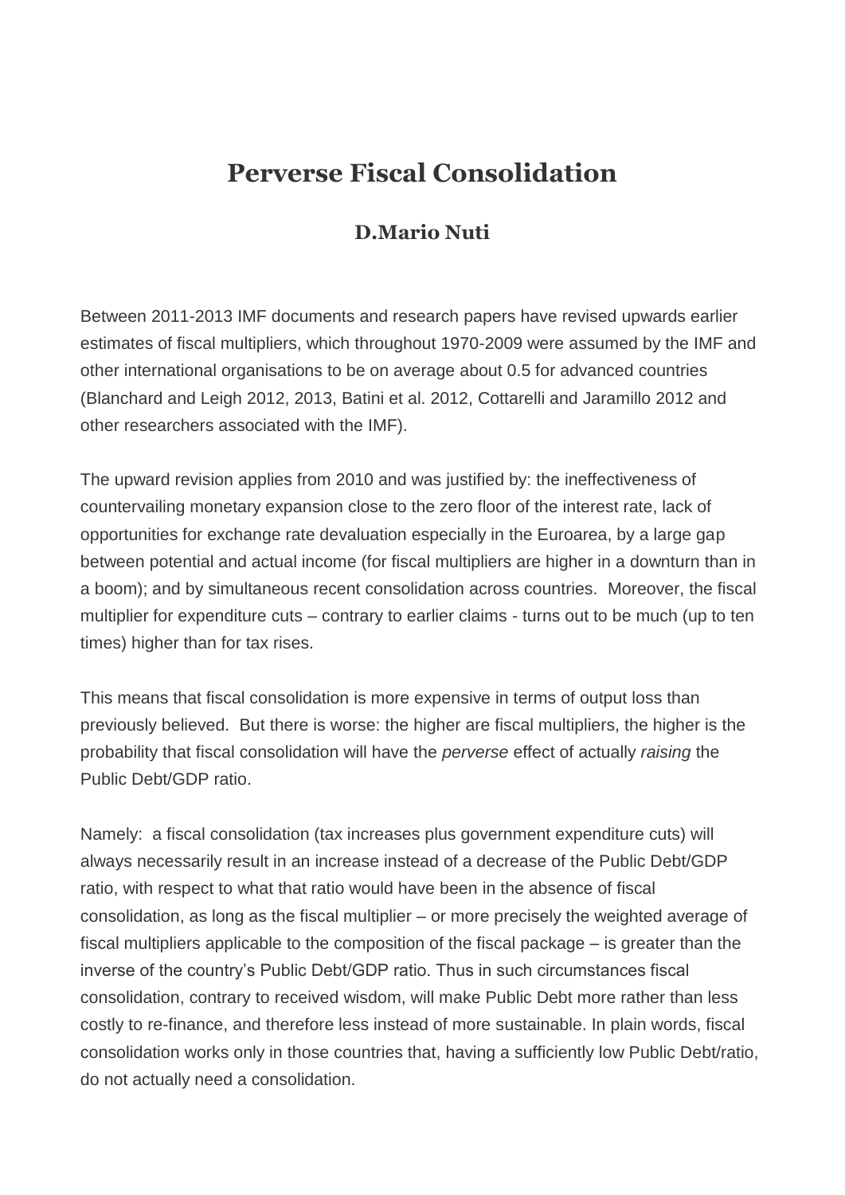# Perverse Fiscal Consolidation

### D.Mario Nuti

Between 2011-2013 IMF documents and research papers have revised upwards earlier estimates of fiscal multipliers, which throughout 1970-2009 were assumed by the IMF and other international organisations to be on average about 0.5 for advanced countries (Blanchard and Leigh 2012, 2013, Batini et al. 2012, Cottarelli and Jaramillo 2012 and other researchers associated with the IMF).

The upward revision applies from 2010 and was justified by: the ineffectiveness of countervailing monetary expansion close to the zero floor of the interest rate, lack of opportunities for exchange rate devaluation especially in the Euroarea, by a large gap between potential and actual income (for fiscal multipliers are higher in a downturn than in a boom); and by simultaneous recent consolidation across countries. Moreover, the fiscal multiplier for expenditure cuts – contrary to earlier claims - turns out to be much (up to ten times) higher than for tax rises.

This means that fiscal consolidation is more expensive in terms of output loss than previously believed. But there is worse: the higher are fiscal multipliers, the higher is the probability that fiscal consolidation will have the *perverse* effect of actually *raising* the Public Debt/GDP ratio.

Namely: a fiscal consolidation (tax increases plus government expenditure cuts) will always necessarily result in an increase instead of a decrease of the Public Debt/GDP ratio, with respect to what that ratio would have been in the absence of fiscal consolidation, as long as the fiscal multiplier – or more precisely the weighted average of fiscal multipliers applicable to the composition of the fiscal package – is greater than the inverse of the country's Public Debt/GDP ratio. Thus in such circumstances fiscal consolidation, contrary to received wisdom, will make Public Debt more rather than less costly to re-finance, and therefore less instead of more sustainable. In plain words, fiscal consolidation works only in those countries that, having a sufficiently low Public Debt/ratio, do not actually need a consolidation.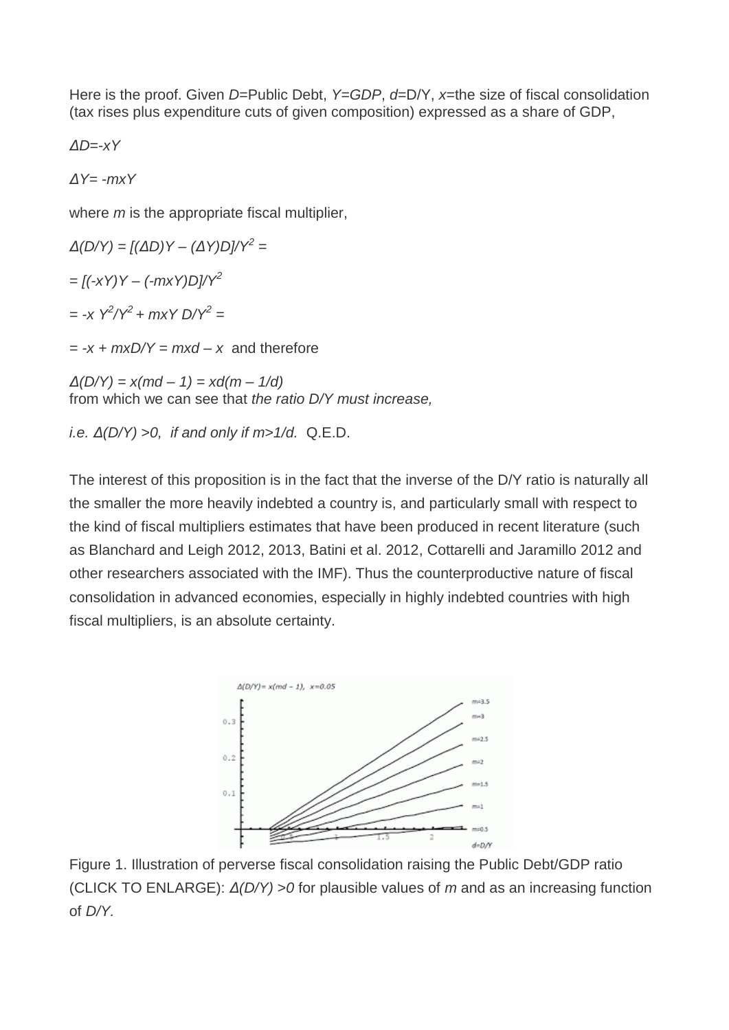Here is the proof. Given $D$=Public Debt, $Y$=$GDP$, $d$=D/Y, $x$=the size of fiscal consolidation (tax rises plus expenditure cuts of given composition) expressed as a share of GDP,

$$\Delta D = -xY$$

$$\Delta Y = -mxY$$

where $m$ is the appropriate fiscal multiplier,

$$\Delta(D/Y) = [(\Delta D)Y - (\Delta Y)D]/Y^2 =$$

$$= [(-xY)Y - (-mxY)D]/Y^2$$

$$= -x\, Y^2/Y^2 + mxY\, D/Y^2 =$$

$= -x + mxD/Y = mxd - x$ and therefore

$\Delta(D/Y) = x(md - 1) = xd(m - 1/d)$
from which we can see that *the ratio D/Y must increase,*

*i.e.* $\Delta(D/Y) > 0$, *if and only if* $m > 1/d$. Q.E.D.

The interest of this proposition is in the fact that the inverse of the D/Y ratio is naturally all the smaller the more heavily indebted a country is, and particularly small with respect to the kind of fiscal multipliers estimates that have been produced in recent literature (such as Blanchard and Leigh 2012, 2013, Batini et al. 2012, Cottarelli and Jaramillo 2012 and other researchers associated with the IMF). Thus the counterproductive nature of fiscal consolidation in advanced economies, especially in highly indebted countries with high fiscal multipliers, is an absolute certainty.

Figure 1. Illustration of perverse fiscal consolidation raising the Public Debt/GDP ratio (CLICK TO ENLARGE): $\Delta(D/Y) > 0$ for plausible values of $m$ and as an increasing function of $D/Y$.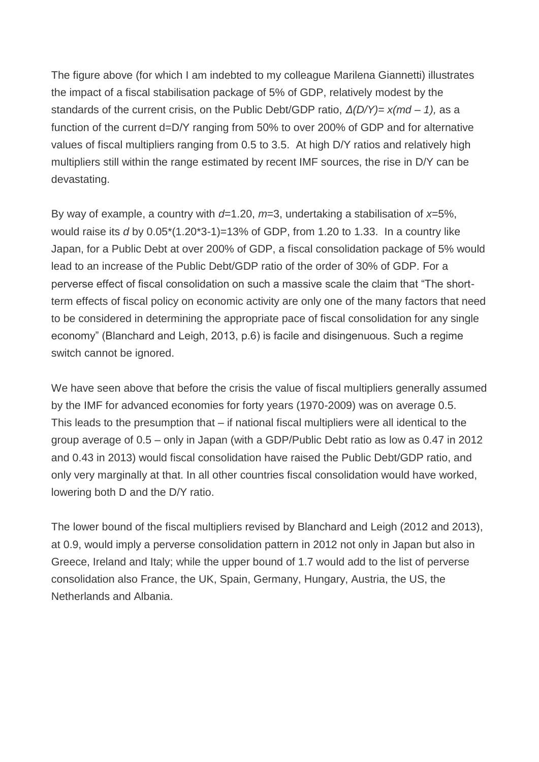The figure above (for which I am indebted to my colleague Marilena Giannetti) illustrates the impact of a fiscal stabilisation package of 5% of GDP, relatively modest by the standards of the current crisis, on the Public Debt/GDP ratio, $\Delta(D/Y)= x(md – 1)$, as a function of the current d=D/Y ranging from 50% to over 200% of GDP and for alternative values of fiscal multipliers ranging from 0.5 to 3.5. At high D/Y ratios and relatively high multipliers still within the range estimated by recent IMF sources, the rise in D/Y can be devastating.

By way of example, a country with $d$=1.20, $m$=3, undertaking a stabilisation of $x$=5%, would raise its $d$ by 0.05*(1.20*3-1)=13% of GDP, from 1.20 to 1.33. In a country like Japan, for a Public Debt at over 200% of GDP, a fiscal consolidation package of 5% would lead to an increase of the Public Debt/GDP ratio of the order of 30% of GDP. For a perverse effect of fiscal consolidation on such a massive scale the claim that "The short-term effects of fiscal policy on economic activity are only one of the many factors that need to be considered in determining the appropriate pace of fiscal consolidation for any single economy" (Blanchard and Leigh, 2013, p.6) is facile and disingenuous. Such a regime switch cannot be ignored.

We have seen above that before the crisis the value of fiscal multipliers generally assumed by the IMF for advanced economies for forty years (1970-2009) was on average 0.5. This leads to the presumption that – if national fiscal multipliers were all identical to the group average of 0.5 – only in Japan (with a GDP/Public Debt ratio as low as 0.47 in 2012 and 0.43 in 2013) would fiscal consolidation have raised the Public Debt/GDP ratio, and only very marginally at that. In all other countries fiscal consolidation would have worked, lowering both D and the D/Y ratio.

The lower bound of the fiscal multipliers revised by Blanchard and Leigh (2012 and 2013), at 0.9, would imply a perverse consolidation pattern in 2012 not only in Japan but also in Greece, Ireland and Italy; while the upper bound of 1.7 would add to the list of perverse consolidation also France, the UK, Spain, Germany, Hungary, Austria, the US, the Netherlands and Albania.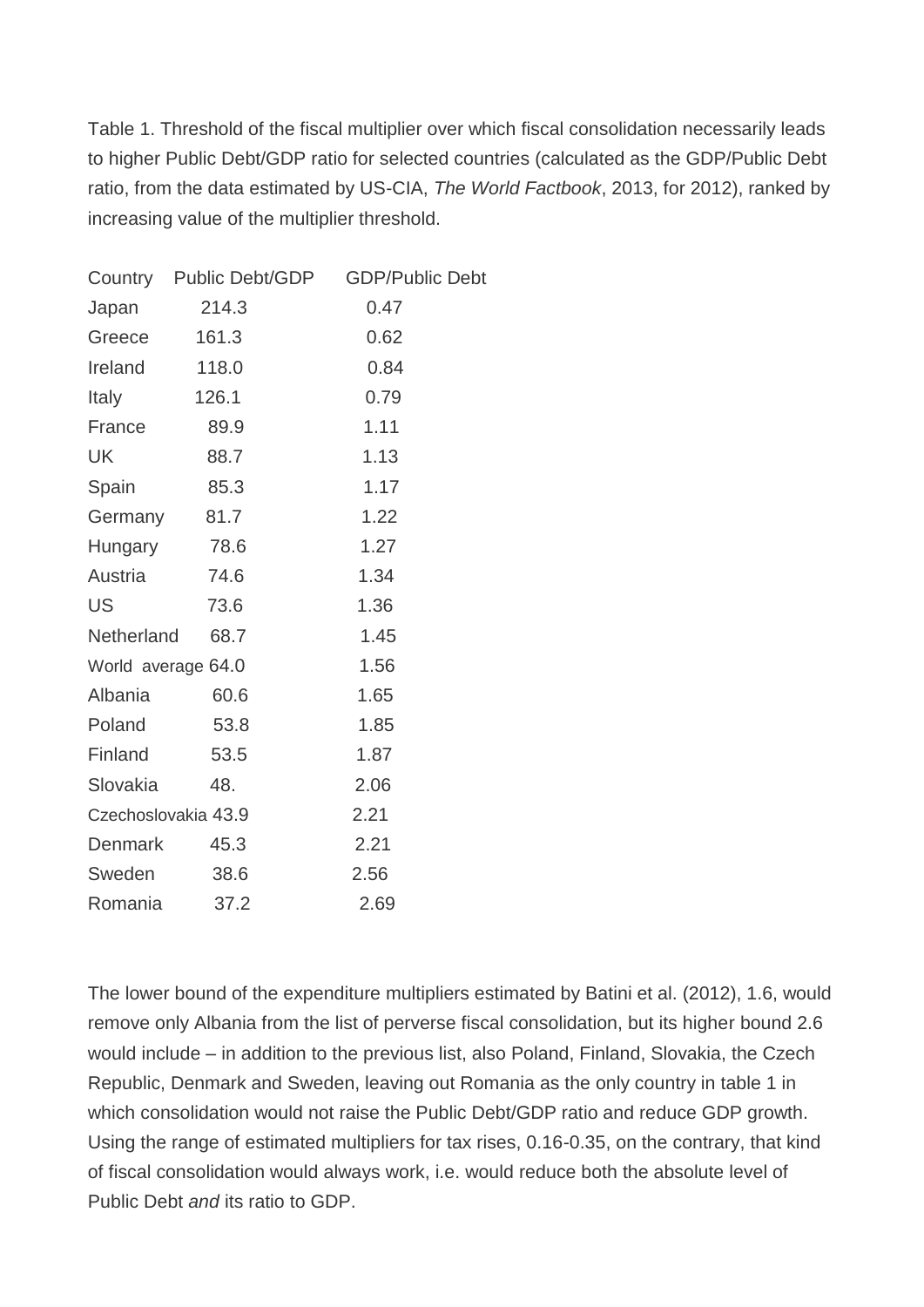Table 1. Threshold of the fiscal multiplier over which fiscal consolidation necessarily leads to higher Public Debt/GDP ratio for selected countries (calculated as the GDP/Public Debt ratio, from the data estimated by US-CIA, *The World Factbook*, 2013, for 2012), ranked by increasing value of the multiplier threshold.

| Country | Public Debt/GDP | GDP/Public Debt |
|---|---|---|
| Japan | 214.3 | 0.47 |
| Greece | 161.3 | 0.62 |
| Ireland | 118.0 | 0.84 |
| Italy | 126.1 | 0.79 |
| France | 89.9 | 1.11 |
| UK | 88.7 | 1.13 |
| Spain | 85.3 | 1.17 |
| Germany | 81.7 | 1.22 |
| Hungary | 78.6 | 1.27 |
| Austria | 74.6 | 1.34 |
| US | 73.6 | 1.36 |
| Netherland | 68.7 | 1.45 |
| World average | 64.0 | 1.56 |
| Albania | 60.6 | 1.65 |
| Poland | 53.8 | 1.85 |
| Finland | 53.5 | 1.87 |
| Slovakia | 48. | 2.06 |
| Czechoslovakia | 43.9 | 2.21 |
| Denmark | 45.3 | 2.21 |
| Sweden | 38.6 | 2.56 |
| Romania | 37.2 | 2.69 |

The lower bound of the expenditure multipliers estimated by Batini et al. (2012), 1.6, would remove only Albania from the list of perverse fiscal consolidation, but its higher bound 2.6 would include – in addition to the previous list, also Poland, Finland, Slovakia, the Czech Republic, Denmark and Sweden, leaving out Romania as the only country in table 1 in which consolidation would not raise the Public Debt/GDP ratio and reduce GDP growth. Using the range of estimated multipliers for tax rises, 0.16-0.35, on the contrary, that kind of fiscal consolidation would always work, i.e. would reduce both the absolute level of Public Debt *and* its ratio to GDP.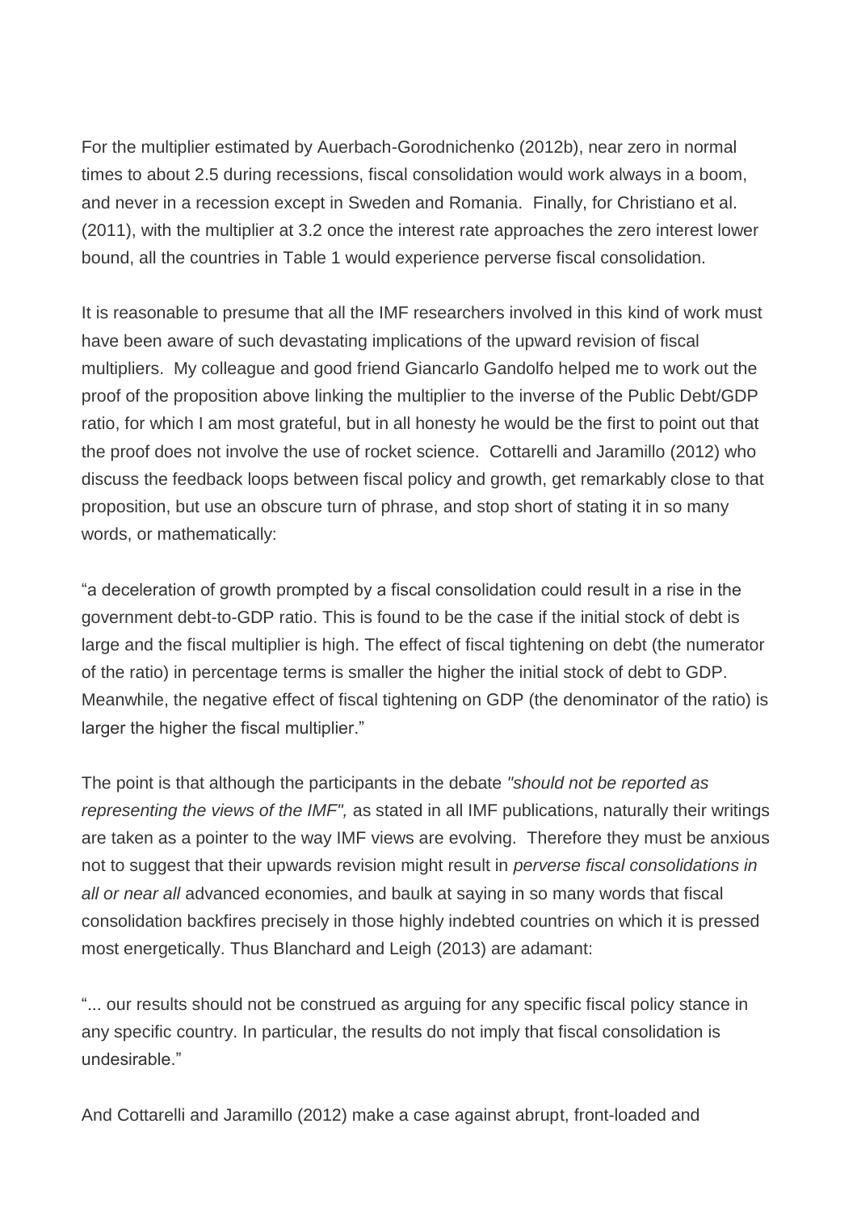For the multiplier estimated by Auerbach-Gorodnichenko (2012b), near zero in normal times to about 2.5 during recessions, fiscal consolidation would work always in a boom, and never in a recession except in Sweden and Romania. Finally, for Christiano et al. (2011), with the multiplier at 3.2 once the interest rate approaches the zero interest lower bound, all the countries in Table 1 would experience perverse fiscal consolidation.

It is reasonable to presume that all the IMF researchers involved in this kind of work must have been aware of such devastating implications of the upward revision of fiscal multipliers. My colleague and good friend Giancarlo Gandolfo helped me to work out the proof of the proposition above linking the multiplier to the inverse of the Public Debt/GDP ratio, for which I am most grateful, but in all honesty he would be the first to point out that the proof does not involve the use of rocket science. Cottarelli and Jaramillo (2012) who discuss the feedback loops between fiscal policy and growth, get remarkably close to that proposition, but use an obscure turn of phrase, and stop short of stating it in so many words, or mathematically:

"a deceleration of growth prompted by a fiscal consolidation could result in a rise in the government debt-to-GDP ratio. This is found to be the case if the initial stock of debt is large and the fiscal multiplier is high. The effect of fiscal tightening on debt (the numerator of the ratio) in percentage terms is smaller the higher the initial stock of debt to GDP. Meanwhile, the negative effect of fiscal tightening on GDP (the denominator of the ratio) is larger the higher the fiscal multiplier."

The point is that although the participants in the debate *"should not be reported as representing the views of the IMF",* as stated in all IMF publications, naturally their writings are taken as a pointer to the way IMF views are evolving. Therefore they must be anxious not to suggest that their upwards revision might result in *perverse fiscal consolidations in all or near all* advanced economies, and baulk at saying in so many words that fiscal consolidation backfires precisely in those highly indebted countries on which it is pressed most energetically. Thus Blanchard and Leigh (2013) are adamant:

"... our results should not be construed as arguing for any specific fiscal policy stance in any specific country. In particular, the results do not imply that fiscal consolidation is undesirable."

And Cottarelli and Jaramillo (2012) make a case against abrupt, front-loaded and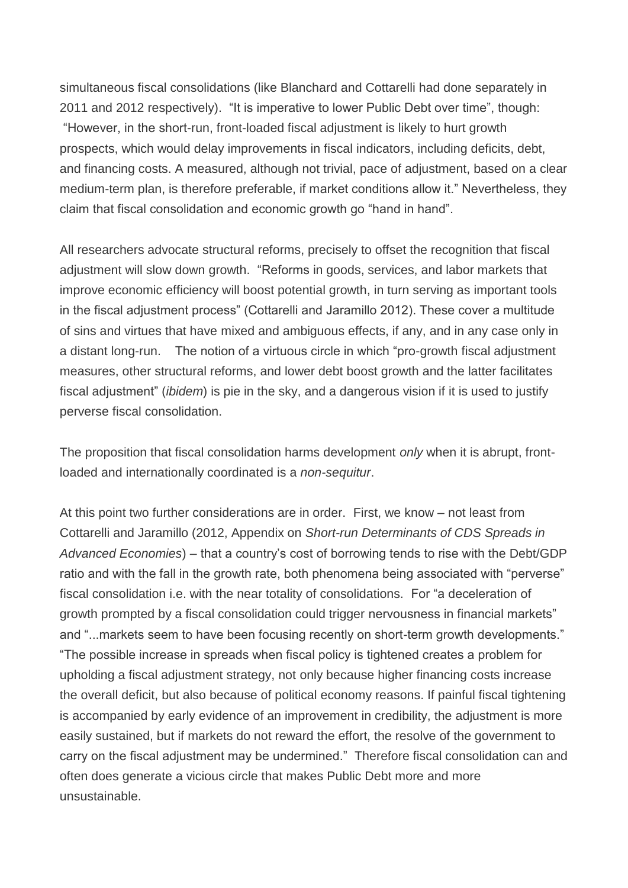simultaneous fiscal consolidations (like Blanchard and Cottarelli had done separately in 2011 and 2012 respectively). "It is imperative to lower Public Debt over time", though: "However, in the short-run, front-loaded fiscal adjustment is likely to hurt growth prospects, which would delay improvements in fiscal indicators, including deficits, debt, and financing costs. A measured, although not trivial, pace of adjustment, based on a clear medium-term plan, is therefore preferable, if market conditions allow it." Nevertheless, they claim that fiscal consolidation and economic growth go "hand in hand".

All researchers advocate structural reforms, precisely to offset the recognition that fiscal adjustment will slow down growth. "Reforms in goods, services, and labor markets that improve economic efficiency will boost potential growth, in turn serving as important tools in the fiscal adjustment process" (Cottarelli and Jaramillo 2012). These cover a multitude of sins and virtues that have mixed and ambiguous effects, if any, and in any case only in a distant long-run. The notion of a virtuous circle in which "pro-growth fiscal adjustment measures, other structural reforms, and lower debt boost growth and the latter facilitates fiscal adjustment" (*ibidem*) is pie in the sky, and a dangerous vision if it is used to justify perverse fiscal consolidation.

The proposition that fiscal consolidation harms development *only* when it is abrupt, front-loaded and internationally coordinated is a *non-sequitur*.

At this point two further considerations are in order. First, we know – not least from Cottarelli and Jaramillo (2012, Appendix on *Short-run Determinants of CDS Spreads in Advanced Economies*) – that a country's cost of borrowing tends to rise with the Debt/GDP ratio and with the fall in the growth rate, both phenomena being associated with "perverse" fiscal consolidation i.e. with the near totality of consolidations. For "a deceleration of growth prompted by a fiscal consolidation could trigger nervousness in financial markets" and "...markets seem to have been focusing recently on short-term growth developments." "The possible increase in spreads when fiscal policy is tightened creates a problem for upholding a fiscal adjustment strategy, not only because higher financing costs increase the overall deficit, but also because of political economy reasons. If painful fiscal tightening is accompanied by early evidence of an improvement in credibility, the adjustment is more easily sustained, but if markets do not reward the effort, the resolve of the government to carry on the fiscal adjustment may be undermined." Therefore fiscal consolidation can and often does generate a vicious circle that makes Public Debt more and more unsustainable.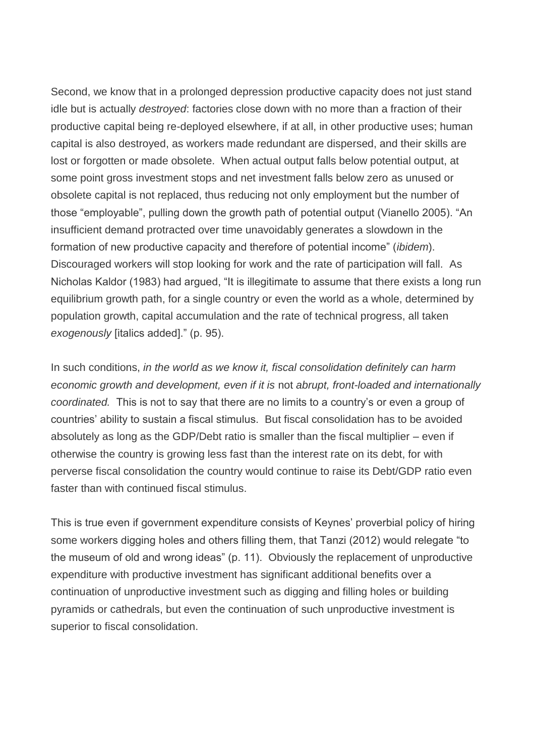Second, we know that in a prolonged depression productive capacity does not just stand idle but is actually *destroyed*: factories close down with no more than a fraction of their productive capital being re-deployed elsewhere, if at all, in other productive uses; human capital is also destroyed, as workers made redundant are dispersed, and their skills are lost or forgotten or made obsolete. When actual output falls below potential output, at some point gross investment stops and net investment falls below zero as unused or obsolete capital is not replaced, thus reducing not only employment but the number of those "employable", pulling down the growth path of potential output (Vianello 2005). "An insufficient demand protracted over time unavoidably generates a slowdown in the formation of new productive capacity and therefore of potential income" (*ibidem*). Discouraged workers will stop looking for work and the rate of participation will fall. As Nicholas Kaldor (1983) had argued, "It is illegitimate to assume that there exists a long run equilibrium growth path, for a single country or even the world as a whole, determined by population growth, capital accumulation and the rate of technical progress, all taken *exogenously* [italics added]." (p. 95).

In such conditions, *in the world as we know it, fiscal consolidation definitely can harm economic growth and development, even if it is* not *abrupt, front-loaded and internationally coordinated.* This is not to say that there are no limits to a country's or even a group of countries' ability to sustain a fiscal stimulus. But fiscal consolidation has to be avoided absolutely as long as the GDP/Debt ratio is smaller than the fiscal multiplier – even if otherwise the country is growing less fast than the interest rate on its debt, for with perverse fiscal consolidation the country would continue to raise its Debt/GDP ratio even faster than with continued fiscal stimulus.

This is true even if government expenditure consists of Keynes' proverbial policy of hiring some workers digging holes and others filling them, that Tanzi (2012) would relegate "to the museum of old and wrong ideas" (p. 11). Obviously the replacement of unproductive expenditure with productive investment has significant additional benefits over a continuation of unproductive investment such as digging and filling holes or building pyramids or cathedrals, but even the continuation of such unproductive investment is superior to fiscal consolidation.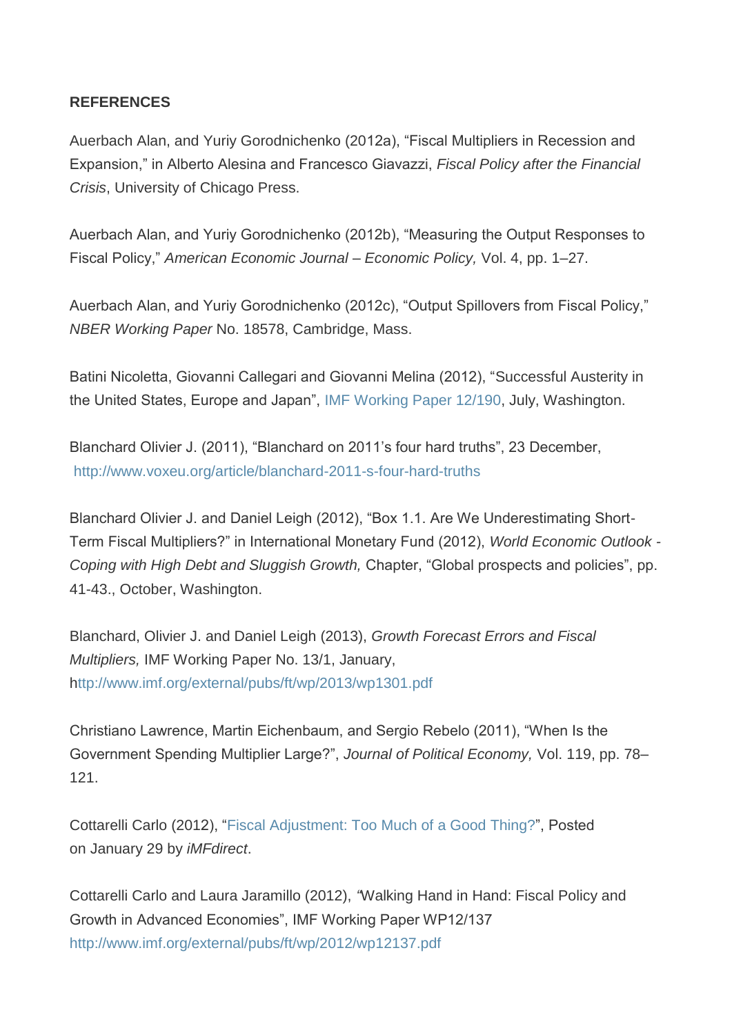**REFERENCES**

Auerbach Alan, and Yuriy Gorodnichenko (2012a), "Fiscal Multipliers in Recession and Expansion," in Alberto Alesina and Francesco Giavazzi, *Fiscal Policy after the Financial Crisis*, University of Chicago Press.

Auerbach Alan, and Yuriy Gorodnichenko (2012b), "Measuring the Output Responses to Fiscal Policy," *American Economic Journal – Economic Policy,* Vol. 4, pp. 1–27.

Auerbach Alan, and Yuriy Gorodnichenko (2012c), "Output Spillovers from Fiscal Policy," *NBER Working Paper* No. 18578, Cambridge, Mass.

Batini Nicoletta, Giovanni Callegari and Giovanni Melina (2012), "Successful Austerity in the United States, Europe and Japan", IMF Working Paper 12/190, July, Washington.

Blanchard Olivier J. (2011), "Blanchard on 2011's four hard truths", 23 December, http://www.voxeu.org/article/blanchard-2011-s-four-hard-truths

Blanchard Olivier J. and Daniel Leigh (2012), "Box 1.1. Are We Underestimating Short-Term Fiscal Multipliers?" in International Monetary Fund (2012), *World Economic Outlook - Coping with High Debt and Sluggish Growth,* Chapter, "Global prospects and policies", pp. 41-43., October, Washington.

Blanchard, Olivier J. and Daniel Leigh (2013), *Growth Forecast Errors and Fiscal Multipliers,* IMF Working Paper No. 13/1, January, http://www.imf.org/external/pubs/ft/wp/2013/wp1301.pdf

Christiano Lawrence, Martin Eichenbaum, and Sergio Rebelo (2011), "When Is the Government Spending Multiplier Large?", *Journal of Political Economy,* Vol. 119, pp. 78–121.

Cottarelli Carlo (2012), "Fiscal Adjustment: Too Much of a Good Thing?", Posted on January 29 by *iMFdirect*.

Cottarelli Carlo and Laura Jaramillo (2012), "Walking Hand in Hand: Fiscal Policy and Growth in Advanced Economies", IMF Working Paper WP12/137 http://www.imf.org/external/pubs/ft/wp/2012/wp12137.pdf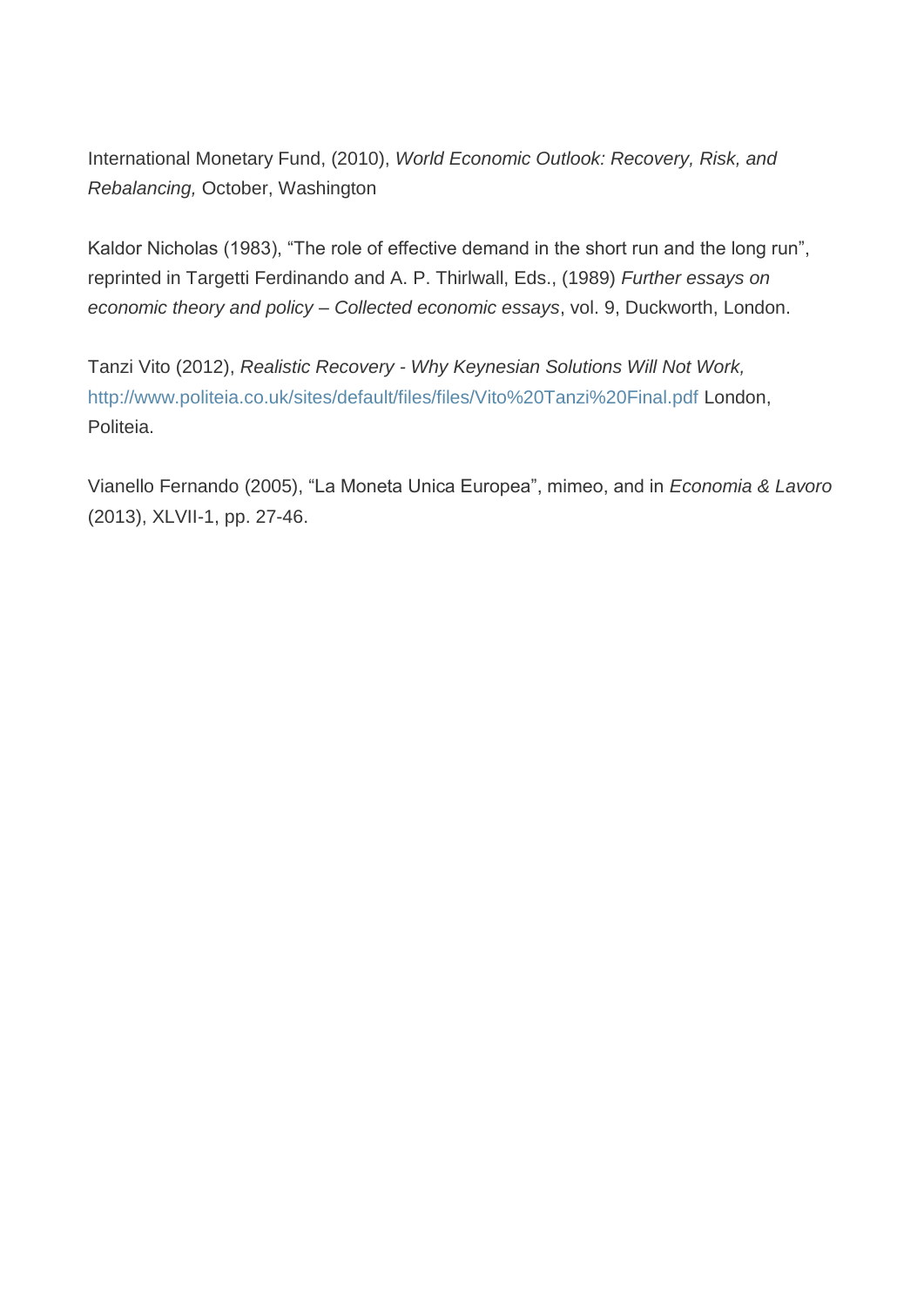International Monetary Fund, (2010), *World Economic Outlook: Recovery, Risk, and Rebalancing,* October, Washington

Kaldor Nicholas (1983), "The role of effective demand in the short run and the long run", reprinted in Targetti Ferdinando and A. P. Thirlwall, Eds., (1989) *Further essays on economic theory and policy – Collected economic essays*, vol. 9, Duckworth, London.

Tanzi Vito (2012), *Realistic Recovery - Why Keynesian Solutions Will Not Work,* http://www.politeia.co.uk/sites/default/files/files/Vito%20Tanzi%20Final.pdf London, Politeia.

Vianello Fernando (2005), "La Moneta Unica Europea", mimeo, and in *Economia & Lavoro* (2013), XLVII-1, pp. 27-46.